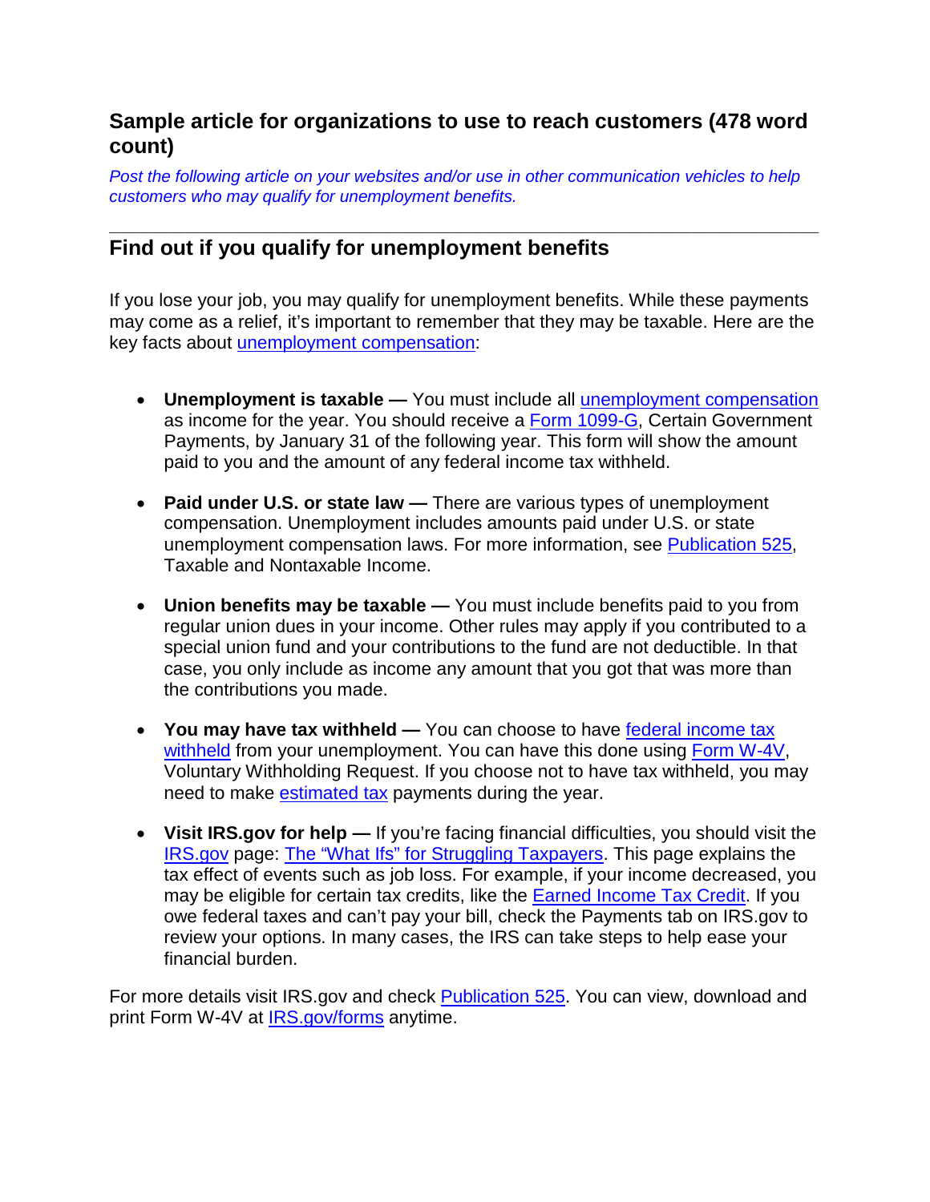## Sample article for organizations to use to reach customers (478 word count)

*Post the following article on your websites and/or use in other communication vehicles to help customers who may qualify for unemployment benefits.*

---

## Find out if you qualify for unemployment benefits

If you lose your job, you may qualify for unemployment benefits. While these payments may come as a relief, it's important to remember that they may be taxable. Here are the key facts about unemployment compensation:

- **Unemployment is taxable —** You must include all unemployment compensation as income for the year. You should receive a Form 1099-G, Certain Government Payments, by January 31 of the following year. This form will show the amount paid to you and the amount of any federal income tax withheld.

- **Paid under U.S. or state law —** There are various types of unemployment compensation. Unemployment includes amounts paid under U.S. or state unemployment compensation laws. For more information, see Publication 525, Taxable and Nontaxable Income.

- **Union benefits may be taxable —** You must include benefits paid to you from regular union dues in your income. Other rules may apply if you contributed to a special union fund and your contributions to the fund are not deductible. In that case, you only include as income any amount that you got that was more than the contributions you made.

- **You may have tax withheld —** You can choose to have federal income tax withheld from your unemployment. You can have this done using Form W-4V, Voluntary Withholding Request. If you choose not to have tax withheld, you may need to make estimated tax payments during the year.

- **Visit IRS.gov for help —** If you're facing financial difficulties, you should visit the IRS.gov page: The "What Ifs" for Struggling Taxpayers. This page explains the tax effect of events such as job loss. For example, if your income decreased, you may be eligible for certain tax credits, like the Earned Income Tax Credit. If you owe federal taxes and can't pay your bill, check the Payments tab on IRS.gov to review your options. In many cases, the IRS can take steps to help ease your financial burden.

For more details visit IRS.gov and check Publication 525. You can view, download and print Form W-4V at IRS.gov/forms anytime.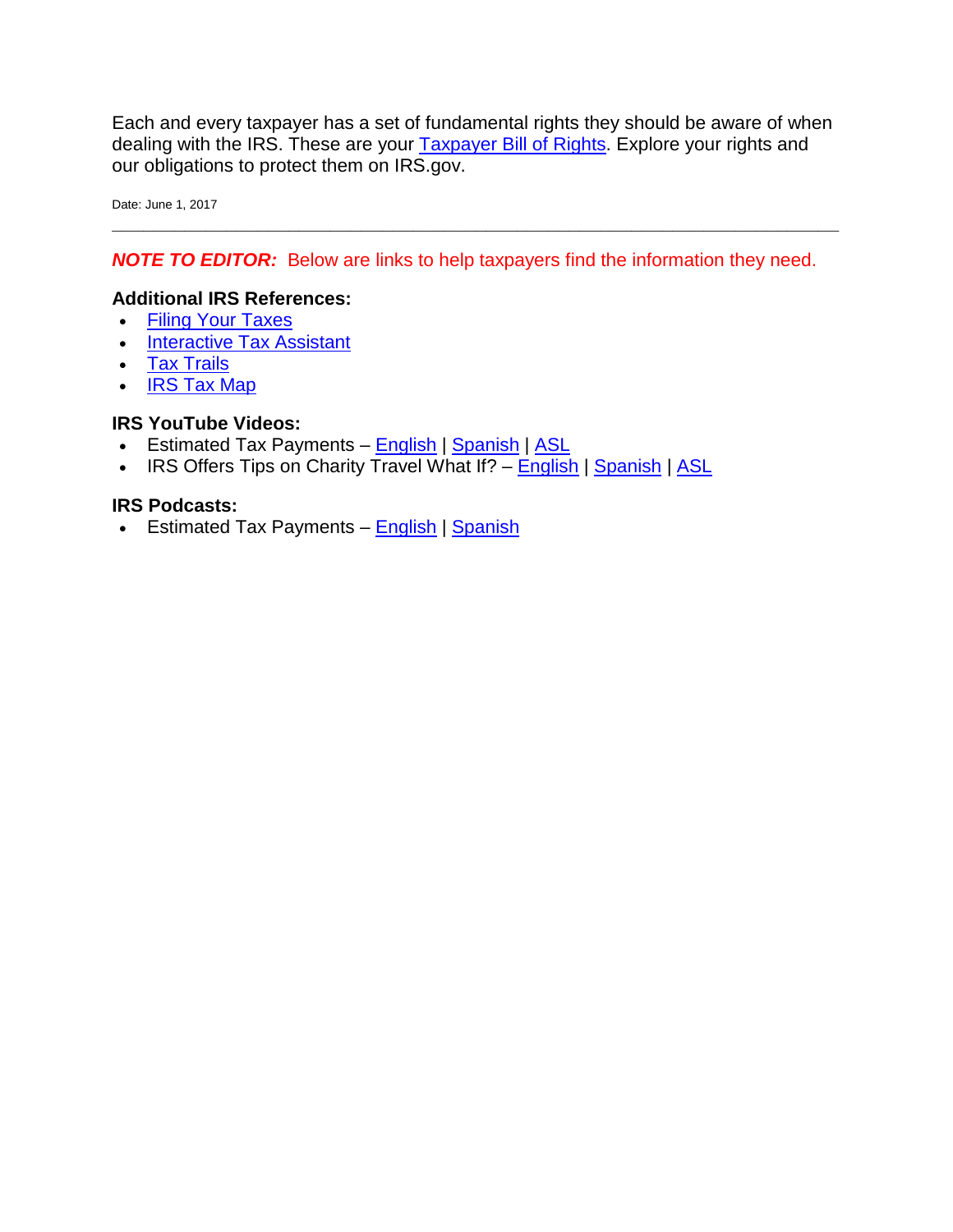Each and every taxpayer has a set of fundamental rights they should be aware of when dealing with the IRS. These are your Taxpayer Bill of Rights. Explore your rights and our obligations to protect them on IRS.gov.

Date: June 1, 2017

---

***NOTE TO EDITOR:*** Below are links to help taxpayers find the information they need.

**Additional IRS References:**

- Filing Your Taxes
- Interactive Tax Assistant
- Tax Trails
- IRS Tax Map

**IRS YouTube Videos:**

- Estimated Tax Payments – English | Spanish | ASL
- IRS Offers Tips on Charity Travel What If? – English | Spanish | ASL

**IRS Podcasts:**

- Estimated Tax Payments – English | Spanish